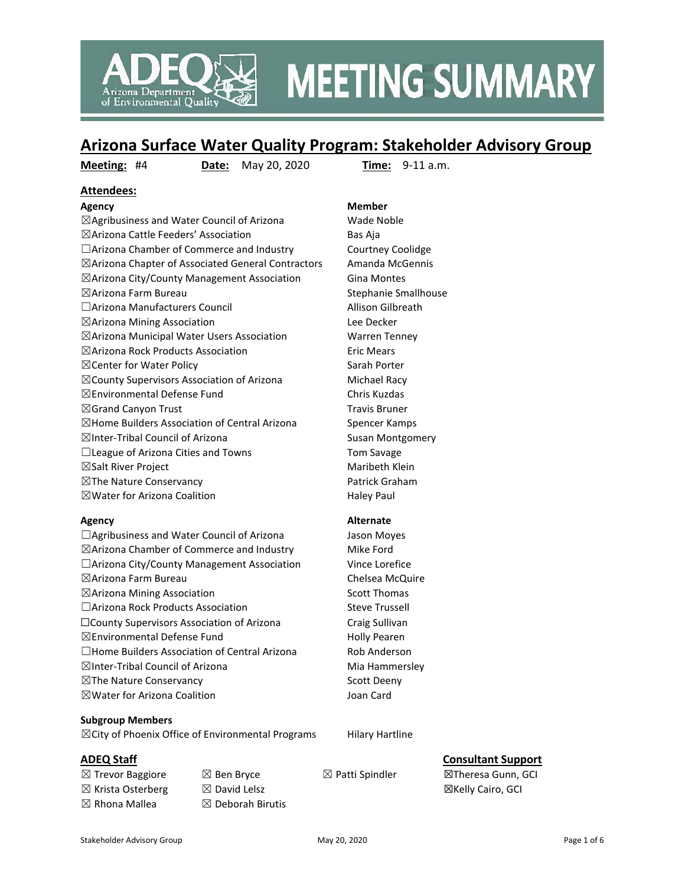# MEETING SUMMARY

## Arizona Surface Water Quality Program: Stakeholder Advisory Group

**Meeting:** #4 **Date:** May 20, 2020 **Time:** 9-11 a.m.

### Attendees:

| Agency | Member |
| --- | --- |
| ☒Agribusiness and Water Council of Arizona | Wade Noble |
| ☒Arizona Cattle Feeders' Association | Bas Aja |
| ☐Arizona Chamber of Commerce and Industry | Courtney Coolidge |
| ☒Arizona Chapter of Associated General Contractors | Amanda McGennis |
| ☒Arizona City/County Management Association | Gina Montes |
| ☒Arizona Farm Bureau | Stephanie Smallhouse |
| ☐Arizona Manufacturers Council | Allison Gilbreath |
| ☒Arizona Mining Association | Lee Decker |
| ☒Arizona Municipal Water Users Association | Warren Tenney |
| ☒Arizona Rock Products Association | Eric Mears |
| ☒Center for Water Policy | Sarah Porter |
| ☒County Supervisors Association of Arizona | Michael Racy |
| ☒Environmental Defense Fund | Chris Kuzdas |
| ☒Grand Canyon Trust | Travis Bruner |
| ☒Home Builders Association of Central Arizona | Spencer Kamps |
| ☒Inter-Tribal Council of Arizona | Susan Montgomery |
| ☐League of Arizona Cities and Towns | Tom Savage |
| ☒Salt River Project | Maribeth Klein |
| ☒The Nature Conservancy | Patrick Graham |
| ☒Water for Arizona Coalition | Haley Paul |

| Agency | Alternate |
| --- | --- |
| ☐Agribusiness and Water Council of Arizona | Jason Moyes |
| ☒Arizona Chamber of Commerce and Industry | Mike Ford |
| ☐Arizona City/County Management Association | Vince Lorefice |
| ☒Arizona Farm Bureau | Chelsea McQuire |
| ☒Arizona Mining Association | Scott Thomas |
| ☐Arizona Rock Products Association | Steve Trussell |
| ☐County Supervisors Association of Arizona | Craig Sullivan |
| ☒Environmental Defense Fund | Holly Pearen |
| ☐Home Builders Association of Central Arizona | Rob Anderson |
| ☒Inter-Tribal Council of Arizona | Mia Hammersley |
| ☒The Nature Conservancy | Scott Deeny |
| ☒Water for Arizona Coalition | Joan Card |

**Subgroup Members**

☒City of Phoenix Office of Environmental Programs — Hilary Hartline

### ADEQ Staff

☒ Trevor Baggiore
☒ Krista Osterberg
☒ Rhona Mallea
☒ Ben Bryce
☒ David Lelsz
☒ Deborah Birutis
☒ Patti Spindler

### Consultant Support

☒Theresa Gunn, GCI
☒Kelly Cairo, GCI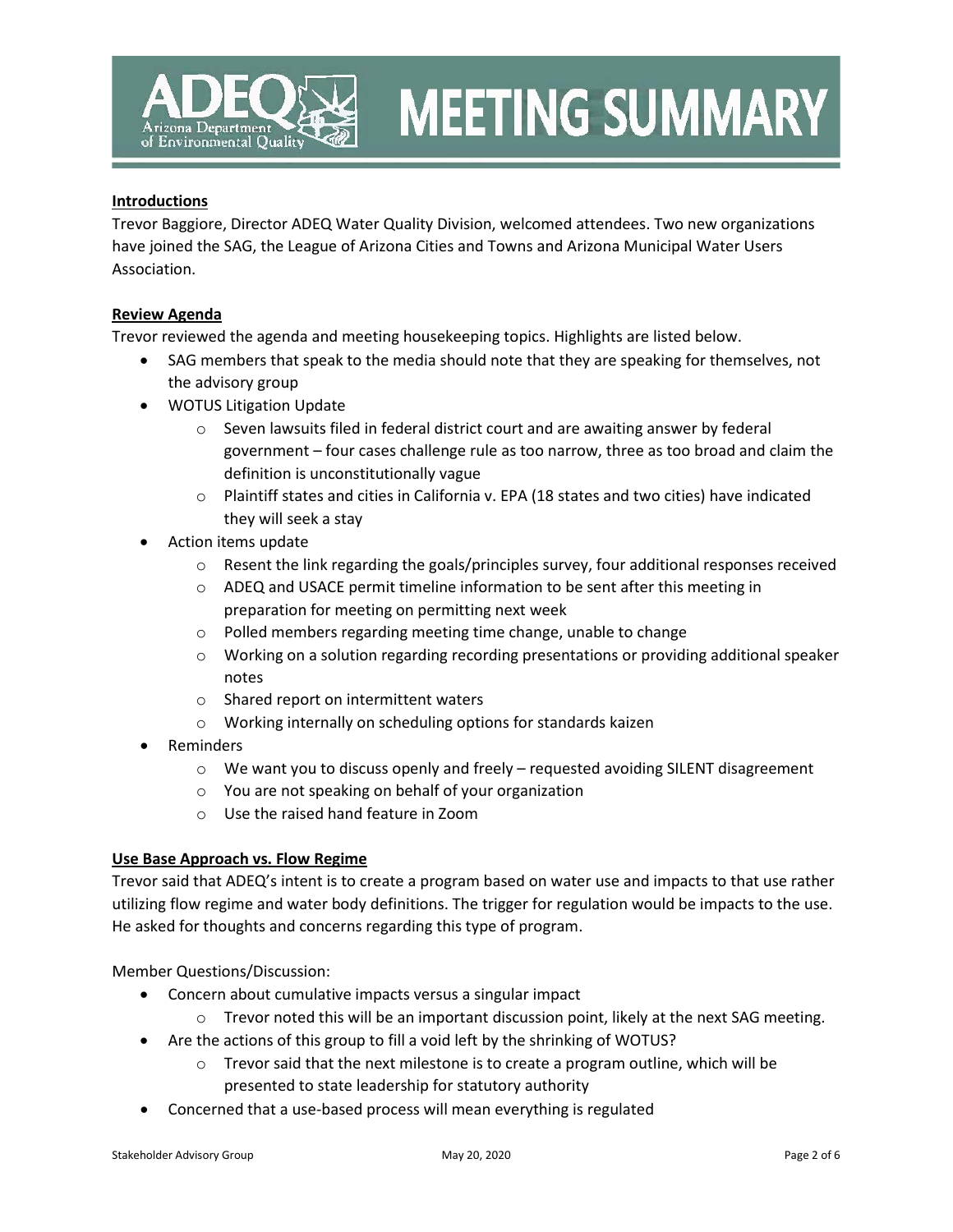# MEETING SUMMARY

## Introductions

Trevor Baggiore, Director ADEQ Water Quality Division, welcomed attendees. Two new organizations have joined the SAG, the League of Arizona Cities and Towns and Arizona Municipal Water Users Association.

## Review Agenda

Trevor reviewed the agenda and meeting housekeeping topics. Highlights are listed below.

- SAG members that speak to the media should note that they are speaking for themselves, not the advisory group
- WOTUS Litigation Update
  - Seven lawsuits filed in federal district court and are awaiting answer by federal government – four cases challenge rule as too narrow, three as too broad and claim the definition is unconstitutionally vague
  - Plaintiff states and cities in California v. EPA (18 states and two cities) have indicated they will seek a stay
- Action items update
  - Resent the link regarding the goals/principles survey, four additional responses received
  - ADEQ and USACE permit timeline information to be sent after this meeting in preparation for meeting on permitting next week
  - Polled members regarding meeting time change, unable to change
  - Working on a solution regarding recording presentations or providing additional speaker notes
  - Shared report on intermittent waters
  - Working internally on scheduling options for standards kaizen
- Reminders
  - We want you to discuss openly and freely – requested avoiding SILENT disagreement
  - You are not speaking on behalf of your organization
  - Use the raised hand feature in Zoom

## Use Base Approach vs. Flow Regime

Trevor said that ADEQ's intent is to create a program based on water use and impacts to that use rather utilizing flow regime and water body definitions. The trigger for regulation would be impacts to the use. He asked for thoughts and concerns regarding this type of program.

Member Questions/Discussion:

- Concern about cumulative impacts versus a singular impact
  - Trevor noted this will be an important discussion point, likely at the next SAG meeting.
- Are the actions of this group to fill a void left by the shrinking of WOTUS?
  - Trevor said that the next milestone is to create a program outline, which will be presented to state leadership for statutory authority
- Concerned that a use-based process will mean everything is regulated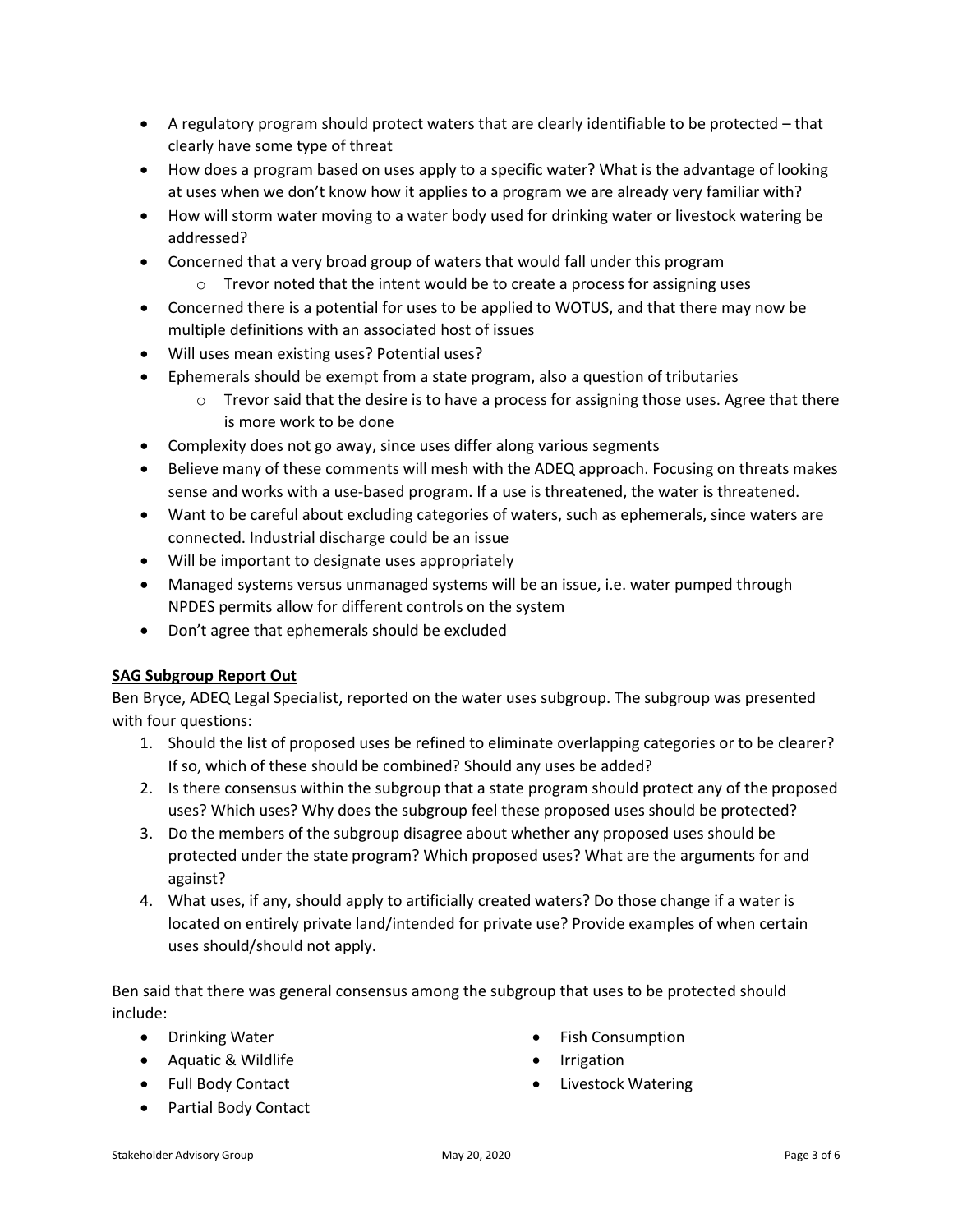- A regulatory program should protect waters that are clearly identifiable to be protected – that clearly have some type of threat
- How does a program based on uses apply to a specific water? What is the advantage of looking at uses when we don't know how it applies to a program we are already very familiar with?
- How will storm water moving to a water body used for drinking water or livestock watering be addressed?
- Concerned that a very broad group of waters that would fall under this program
  - Trevor noted that the intent would be to create a process for assigning uses
- Concerned there is a potential for uses to be applied to WOTUS, and that there may now be multiple definitions with an associated host of issues
- Will uses mean existing uses? Potential uses?
- Ephemerals should be exempt from a state program, also a question of tributaries
  - Trevor said that the desire is to have a process for assigning those uses. Agree that there is more work to be done
- Complexity does not go away, since uses differ along various segments
- Believe many of these comments will mesh with the ADEQ approach. Focusing on threats makes sense and works with a use-based program. If a use is threatened, the water is threatened.
- Want to be careful about excluding categories of waters, such as ephemerals, since waters are connected. Industrial discharge could be an issue
- Will be important to designate uses appropriately
- Managed systems versus unmanaged systems will be an issue, i.e. water pumped through NPDES permits allow for different controls on the system
- Don't agree that ephemerals should be excluded

**SAG Subgroup Report Out**

Ben Bryce, ADEQ Legal Specialist, reported on the water uses subgroup. The subgroup was presented with four questions:

1. Should the list of proposed uses be refined to eliminate overlapping categories or to be clearer? If so, which of these should be combined? Should any uses be added?
2. Is there consensus within the subgroup that a state program should protect any of the proposed uses? Which uses? Why does the subgroup feel these proposed uses should be protected?
3. Do the members of the subgroup disagree about whether any proposed uses should be protected under the state program? Which proposed uses? What are the arguments for and against?
4. What uses, if any, should apply to artificially created waters? Do those change if a water is located on entirely private land/intended for private use? Provide examples of when certain uses should/should not apply.

Ben said that there was general consensus among the subgroup that uses to be protected should include:

- Drinking Water
- Aquatic & Wildlife
- Full Body Contact
- Partial Body Contact
- Fish Consumption
- Irrigation
- Livestock Watering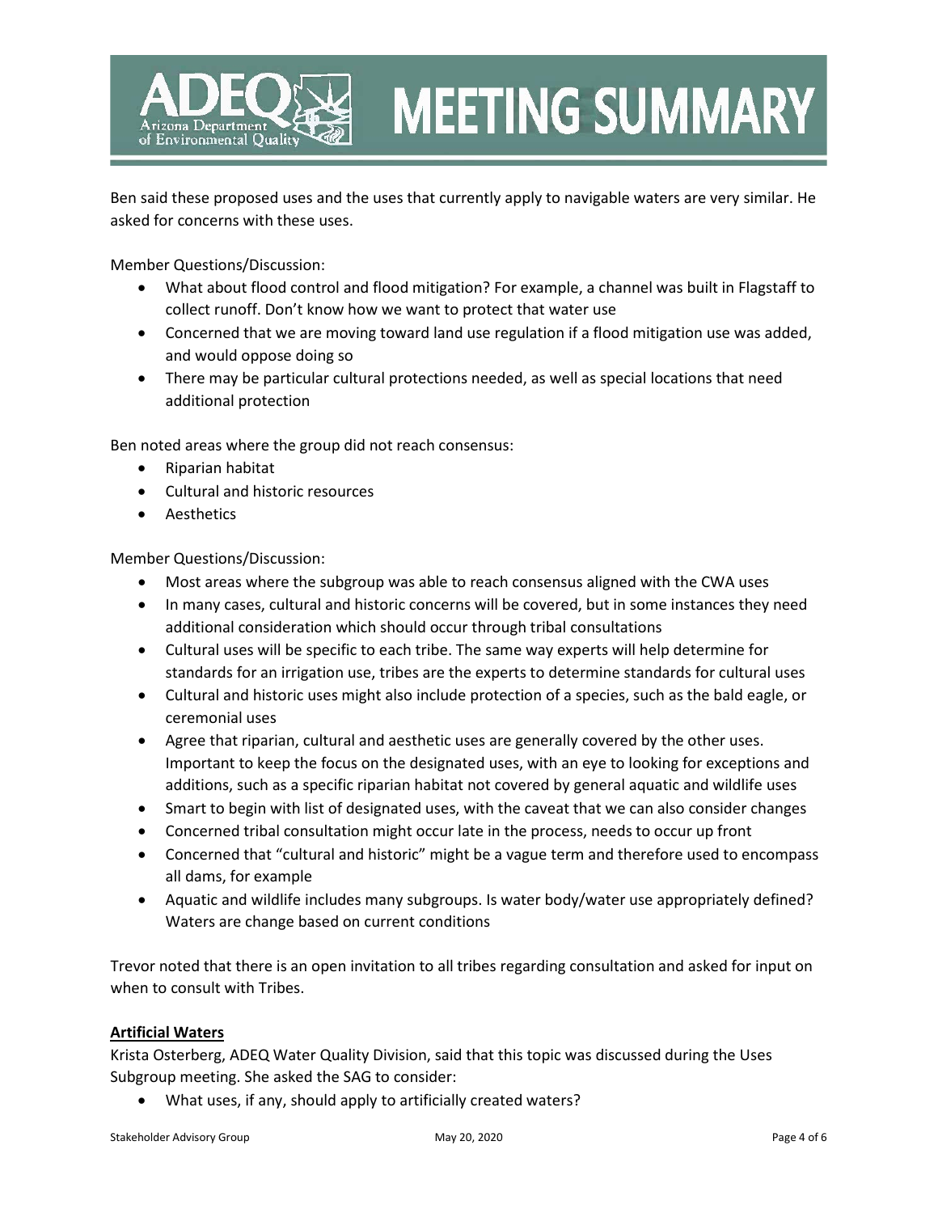Ben said these proposed uses and the uses that currently apply to navigable waters are very similar. He asked for concerns with these uses.

Member Questions/Discussion:

- What about flood control and flood mitigation? For example, a channel was built in Flagstaff to collect runoff. Don't know how we want to protect that water use
- Concerned that we are moving toward land use regulation if a flood mitigation use was added, and would oppose doing so
- There may be particular cultural protections needed, as well as special locations that need additional protection

Ben noted areas where the group did not reach consensus:

- Riparian habitat
- Cultural and historic resources
- Aesthetics

Member Questions/Discussion:

- Most areas where the subgroup was able to reach consensus aligned with the CWA uses
- In many cases, cultural and historic concerns will be covered, but in some instances they need additional consideration which should occur through tribal consultations
- Cultural uses will be specific to each tribe. The same way experts will help determine for standards for an irrigation use, tribes are the experts to determine standards for cultural uses
- Cultural and historic uses might also include protection of a species, such as the bald eagle, or ceremonial uses
- Agree that riparian, cultural and aesthetic uses are generally covered by the other uses. Important to keep the focus on the designated uses, with an eye to looking for exceptions and additions, such as a specific riparian habitat not covered by general aquatic and wildlife uses
- Smart to begin with list of designated uses, with the caveat that we can also consider changes
- Concerned tribal consultation might occur late in the process, needs to occur up front
- Concerned that "cultural and historic" might be a vague term and therefore used to encompass all dams, for example
- Aquatic and wildlife includes many subgroups. Is water body/water use appropriately defined? Waters are change based on current conditions

Trevor noted that there is an open invitation to all tribes regarding consultation and asked for input on when to consult with Tribes.

**Artificial Waters**

Krista Osterberg, ADEQ Water Quality Division, said that this topic was discussed during the Uses Subgroup meeting. She asked the SAG to consider:

- What uses, if any, should apply to artificially created waters?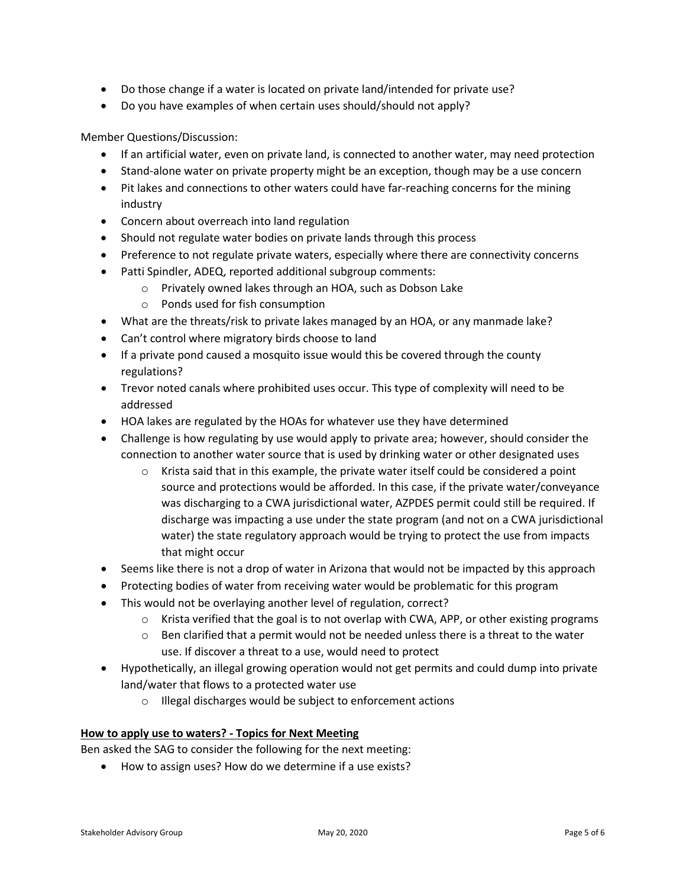- Do those change if a water is located on private land/intended for private use?
- Do you have examples of when certain uses should/should not apply?

Member Questions/Discussion:

- If an artificial water, even on private land, is connected to another water, may need protection
- Stand-alone water on private property might be an exception, though may be a use concern
- Pit lakes and connections to other waters could have far-reaching concerns for the mining industry
- Concern about overreach into land regulation
- Should not regulate water bodies on private lands through this process
- Preference to not regulate private waters, especially where there are connectivity concerns
- Patti Spindler, ADEQ, reported additional subgroup comments:
    - Privately owned lakes through an HOA, such as Dobson Lake
    - Ponds used for fish consumption
- What are the threats/risk to private lakes managed by an HOA, or any manmade lake?
- Can't control where migratory birds choose to land
- If a private pond caused a mosquito issue would this be covered through the county regulations?
- Trevor noted canals where prohibited uses occur. This type of complexity will need to be addressed
- HOA lakes are regulated by the HOAs for whatever use they have determined
- Challenge is how regulating by use would apply to private area; however, should consider the connection to another water source that is used by drinking water or other designated uses
    - Krista said that in this example, the private water itself could be considered a point source and protections would be afforded. In this case, if the private water/conveyance was discharging to a CWA jurisdictional water, AZPDES permit could still be required. If discharge was impacting a use under the state program (and not on a CWA jurisdictional water) the state regulatory approach would be trying to protect the use from impacts that might occur
- Seems like there is not a drop of water in Arizona that would not be impacted by this approach
- Protecting bodies of water from receiving water would be problematic for this program
- This would not be overlaying another level of regulation, correct?
    - Krista verified that the goal is to not overlap with CWA, APP, or other existing programs
    - Ben clarified that a permit would not be needed unless there is a threat to the water use. If discover a threat to a use, would need to protect
- Hypothetically, an illegal growing operation would not get permits and could dump into private land/water that flows to a protected water use
    - Illegal discharges would be subject to enforcement actions

**How to apply use to waters? - Topics for Next Meeting**

Ben asked the SAG to consider the following for the next meeting:

- How to assign uses? How do we determine if a use exists?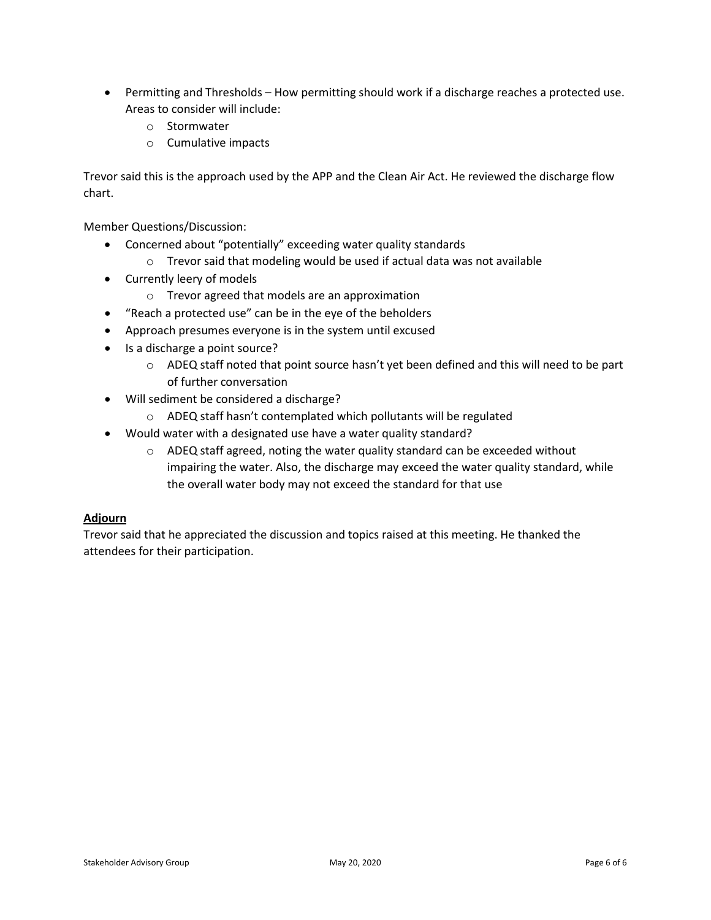- Permitting and Thresholds – How permitting should work if a discharge reaches a protected use. Areas to consider will include:
  - Stormwater
  - Cumulative impacts

Trevor said this is the approach used by the APP and the Clean Air Act. He reviewed the discharge flow chart.

Member Questions/Discussion:

- Concerned about "potentially" exceeding water quality standards
  - Trevor said that modeling would be used if actual data was not available
- Currently leery of models
  - Trevor agreed that models are an approximation
- "Reach a protected use" can be in the eye of the beholders
- Approach presumes everyone is in the system until excused
- Is a discharge a point source?
  - ADEQ staff noted that point source hasn't yet been defined and this will need to be part of further conversation
- Will sediment be considered a discharge?
  - ADEQ staff hasn't contemplated which pollutants will be regulated
- Would water with a designated use have a water quality standard?
  - ADEQ staff agreed, noting the water quality standard can be exceeded without impairing the water. Also, the discharge may exceed the water quality standard, while the overall water body may not exceed the standard for that use

**Adjourn**

Trevor said that he appreciated the discussion and topics raised at this meeting. He thanked the attendees for their participation.